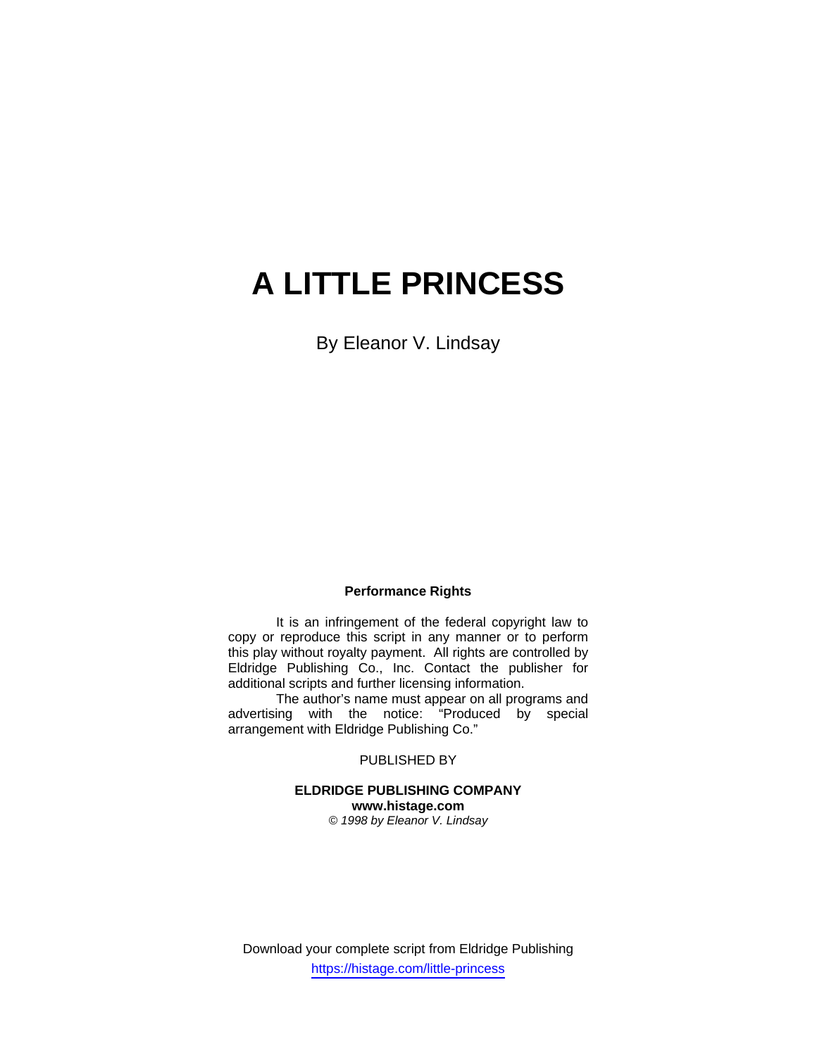# A LITTLE PRINCESS

By Eleanor V. Lindsay

**Performance Rights**

It is an infringement of the federal copyright law to copy or reproduce this script in any manner or to perform this play without royalty payment. All rights are controlled by Eldridge Publishing Co., Inc. Contact the publisher for additional scripts and further licensing information.

The author's name must appear on all programs and advertising with the notice: "Produced by special arrangement with Eldridge Publishing Co."

PUBLISHED BY

**ELDRIDGE PUBLISHING COMPANY**
**www.histage.com**
*© 1998 by Eleanor V. Lindsay*

Download your complete script from Eldridge Publishing
https://histage.com/little-princess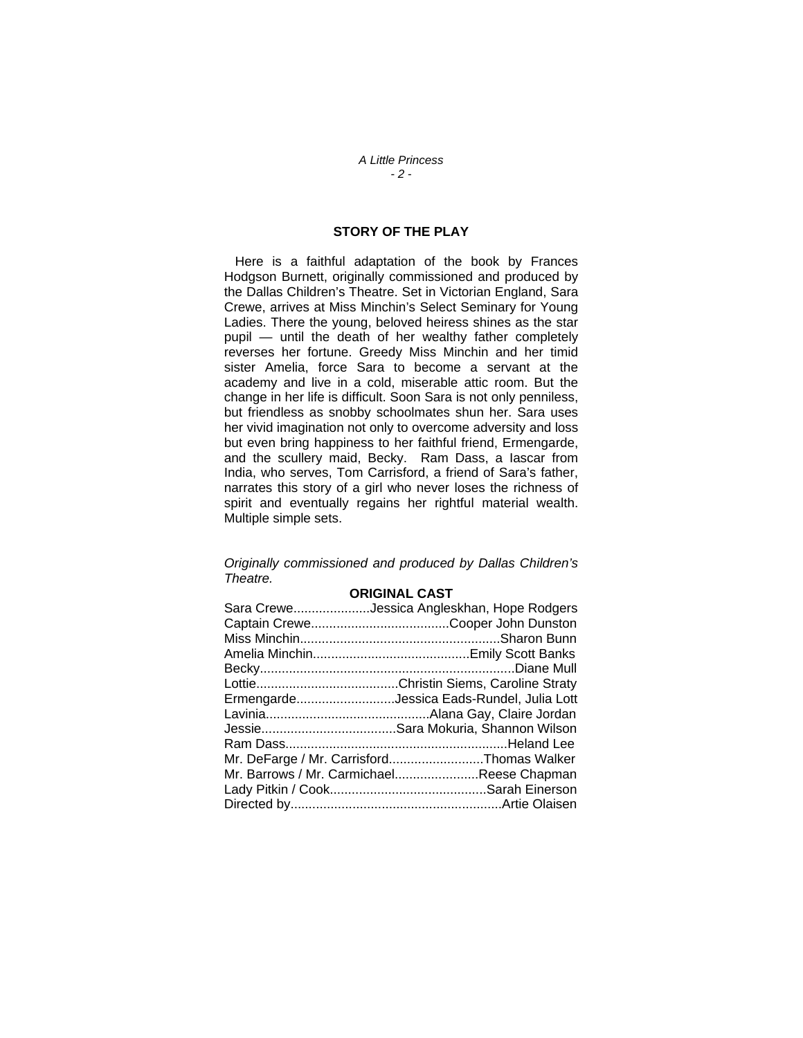## STORY OF THE PLAY

Here is a faithful adaptation of the book by Frances Hodgson Burnett, originally commissioned and produced by the Dallas Children's Theatre. Set in Victorian England, Sara Crewe, arrives at Miss Minchin's Select Seminary for Young Ladies. There the young, beloved heiress shines as the star pupil — until the death of her wealthy father completely reverses her fortune. Greedy Miss Minchin and her timid sister Amelia, force Sara to become a servant at the academy and live in a cold, miserable attic room. But the change in her life is difficult. Soon Sara is not only penniless, but friendless as snobby schoolmates shun her. Sara uses her vivid imagination not only to overcome adversity and loss but even bring happiness to her faithful friend, Ermengarde, and the scullery maid, Becky. Ram Dass, a Iascar from India, who serves, Tom Carrisford, a friend of Sara's father, narrates this story of a girl who never loses the richness of spirit and eventually regains her rightful material wealth. Multiple simple sets.

*Originally commissioned and produced by Dallas Children's Theatre.*

**ORIGINAL CAST**

Sara Crewe.....................Jessica Angleskhan, Hope Rodgers
Captain Crewe......................................Cooper John Dunston
Miss Minchin.......................................................Sharon Bunn
Amelia Minchin...........................................Emily Scott Banks
Becky......................................................................Diane Mull
Lottie.......................................Christin Siems, Caroline Straty
Ermengarde...........................Jessica Eads-Rundel, Julia Lott
Lavinia.............................................Alana Gay, Claire Jordan
Jessie.....................................Sara Mokuria, Shannon Wilson
Ram Dass.............................................................Heland Lee
Mr. DeFarge / Mr. Carrisford..........................Thomas Walker
Mr. Barrows / Mr. Carmichael.......................Reese Chapman
Lady Pitkin / Cook...........................................Sarah Einerson
Directed by..........................................................Artie Olaisen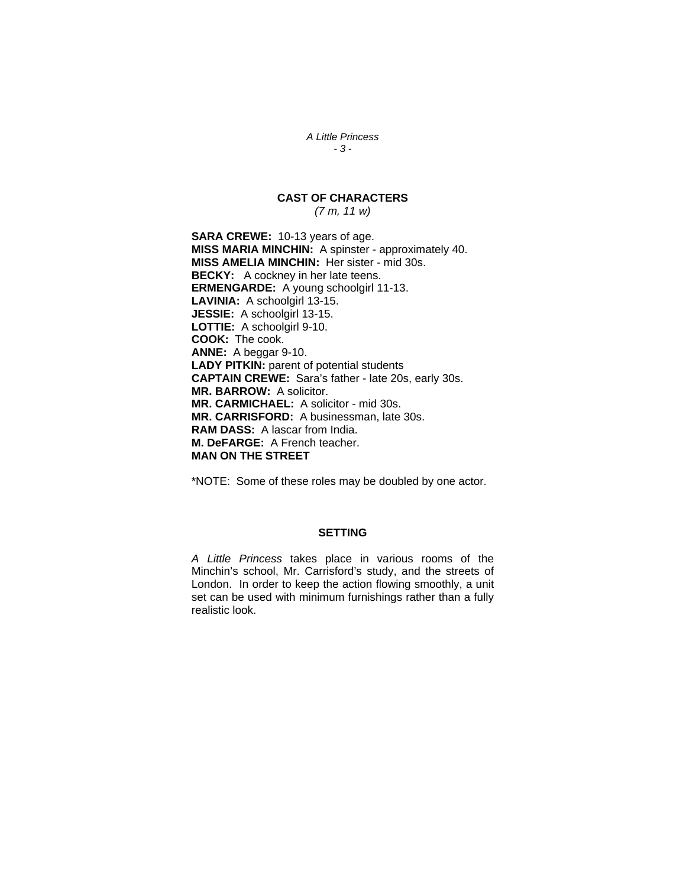## CAST OF CHARACTERS

*(7 m, 11 w)*

**SARA CREWE:** 10-13 years of age.
**MISS MARIA MINCHIN:** A spinster - approximately 40.
**MISS AMELIA MINCHIN:** Her sister - mid 30s.
**BECKY:** A cockney in her late teens.
**ERMENGARDE:** A young schoolgirl 11-13.
**LAVINIA:** A schoolgirl 13-15.
**JESSIE:** A schoolgirl 13-15.
**LOTTIE:** A schoolgirl 9-10.
**COOK:** The cook.
**ANNE:** A beggar 9-10.
**LADY PITKIN:** parent of potential students
**CAPTAIN CREWE:** Sara's father - late 20s, early 30s.
**MR. BARROW:** A solicitor.
**MR. CARMICHAEL:** A solicitor - mid 30s.
**MR. CARRISFORD:** A businessman, late 30s.
**RAM DASS:** A lascar from India.
**M. DeFARGE:** A French teacher.
**MAN ON THE STREET**

*NOTE: Some of these roles may be doubled by one actor.

## SETTING

*A Little Princess* takes place in various rooms of the Minchin's school, Mr. Carrisford's study, and the streets of London. In order to keep the action flowing smoothly, a unit set can be used with minimum furnishings rather than a fully realistic look.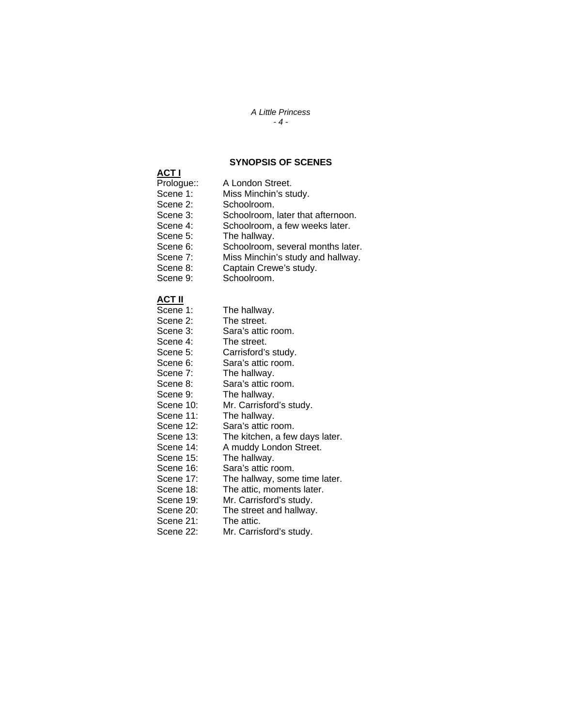## SYNOPSIS OF SCENES

**ACT I**

Prologue:: A London Street.
Scene 1: Miss Minchin's study.
Scene 2: Schoolroom.
Scene 3: Schoolroom, later that afternoon.
Scene 4: Schoolroom, a few weeks later.
Scene 5: The hallway.
Scene 6: Schoolroom, several months later.
Scene 7: Miss Minchin's study and hallway.
Scene 8: Captain Crewe's study.
Scene 9: Schoolroom.

**ACT II**

Scene 1: The hallway.
Scene 2: The street.
Scene 3: Sara's attic room.
Scene 4: The street.
Scene 5: Carrisford's study.
Scene 6: Sara's attic room.
Scene 7: The hallway.
Scene 8: Sara's attic room.
Scene 9: The hallway.
Scene 10: Mr. Carrisford's study.
Scene 11: The hallway.
Scene 12: Sara's attic room.
Scene 13: The kitchen, a few days later.
Scene 14: A muddy London Street.
Scene 15: The hallway.
Scene 16: Sara's attic room.
Scene 17: The hallway, some time later.
Scene 18: The attic, moments later.
Scene 19: Mr. Carrisford's study.
Scene 20: The street and hallway.
Scene 21: The attic.
Scene 22: Mr. Carrisford's study.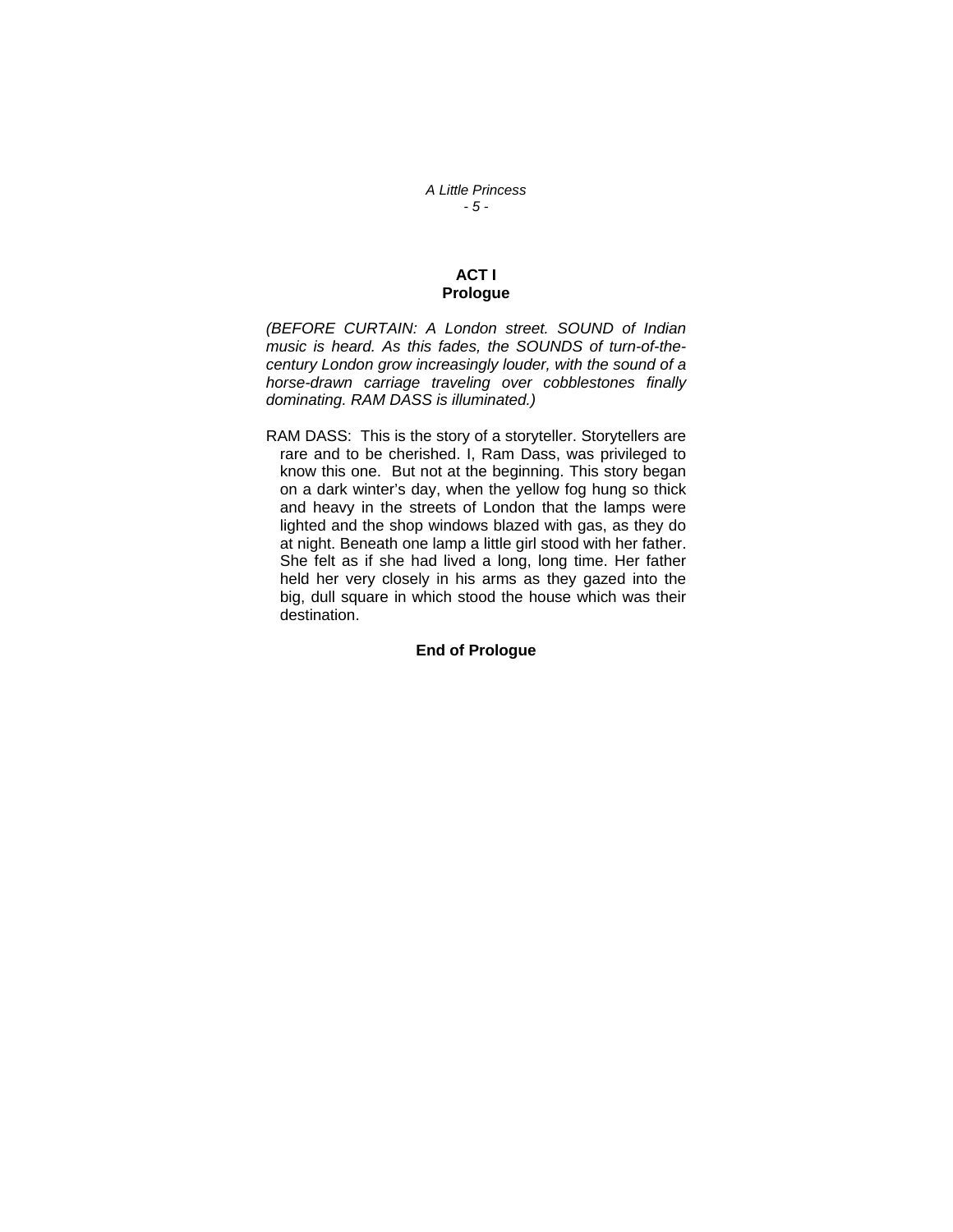# ACT I
## Prologue

*(BEFORE CURTAIN: A London street. SOUND of Indian music is heard. As this fades, the SOUNDS of turn-of-the-century London grow increasingly louder, with the sound of a horse-drawn carriage traveling over cobblestones finally dominating. RAM DASS is illuminated.)*

RAM DASS: This is the story of a storyteller. Storytellers are rare and to be cherished. I, Ram Dass, was privileged to know this one. But not at the beginning. This story began on a dark winter's day, when the yellow fog hung so thick and heavy in the streets of London that the lamps were lighted and the shop windows blazed with gas, as they do at night. Beneath one lamp a little girl stood with her father. She felt as if she had lived a long, long time. Her father held her very closely in his arms as they gazed into the big, dull square in which stood the house which was their destination.

**End of Prologue**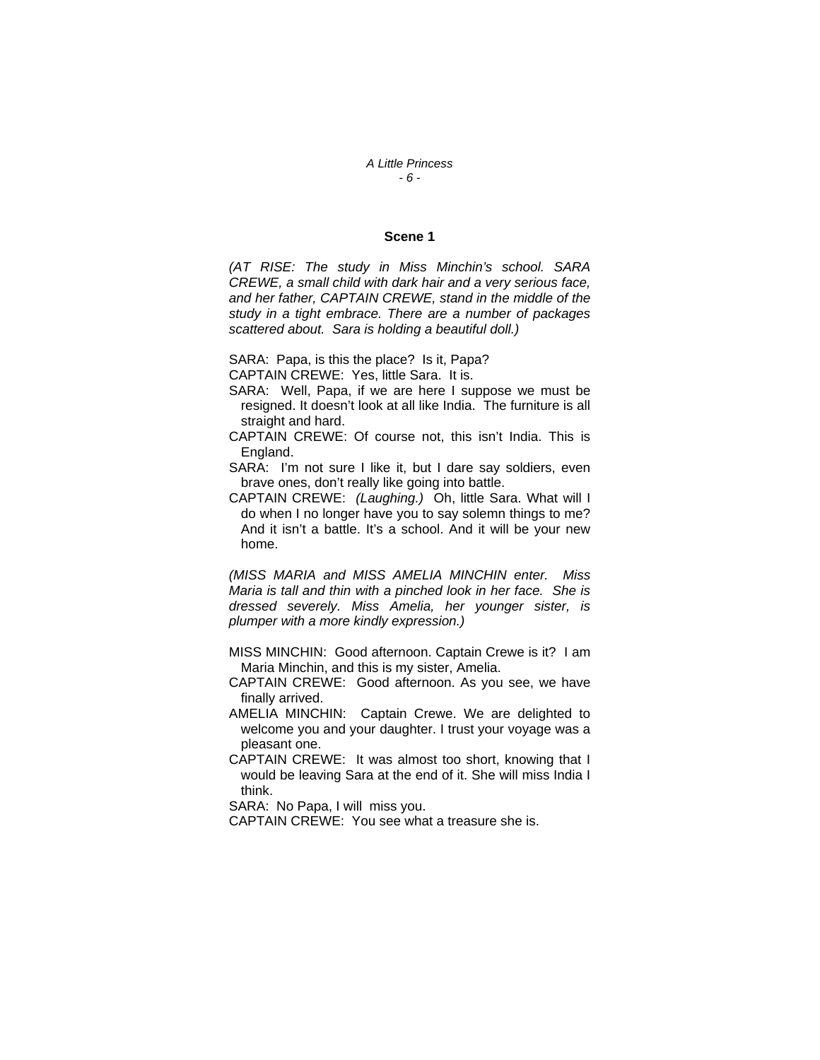## Scene 1

*(AT RISE: The study in Miss Minchin's school. SARA CREWE, a small child with dark hair and a very serious face, and her father, CAPTAIN CREWE, stand in the middle of the study in a tight embrace. There are a number of packages scattered about. Sara is holding a beautiful doll.)*

SARA: Papa, is this the place? Is it, Papa?

CAPTAIN CREWE: Yes, little Sara. It is.

SARA: Well, Papa, if we are here I suppose we must be resigned. It doesn't look at all like India. The furniture is all straight and hard.

CAPTAIN CREWE: Of course not, this isn't India. This is England.

SARA: I'm not sure I like it, but I dare say soldiers, even brave ones, don't really like going into battle.

CAPTAIN CREWE: *(Laughing.)* Oh, little Sara. What will I do when I no longer have you to say solemn things to me? And it isn't a battle. It's a school. And it will be your new home.

*(MISS MARIA and MISS AMELIA MINCHIN enter. Miss Maria is tall and thin with a pinched look in her face. She is dressed severely. Miss Amelia, her younger sister, is plumper with a more kindly expression.)*

MISS MINCHIN: Good afternoon. Captain Crewe is it? I am Maria Minchin, and this is my sister, Amelia.

CAPTAIN CREWE: Good afternoon. As you see, we have finally arrived.

AMELIA MINCHIN: Captain Crewe. We are delighted to welcome you and your daughter. I trust your voyage was a pleasant one.

CAPTAIN CREWE: It was almost too short, knowing that I would be leaving Sara at the end of it. She will miss India I think.

SARA: No Papa, I will miss you.

CAPTAIN CREWE: You see what a treasure she is.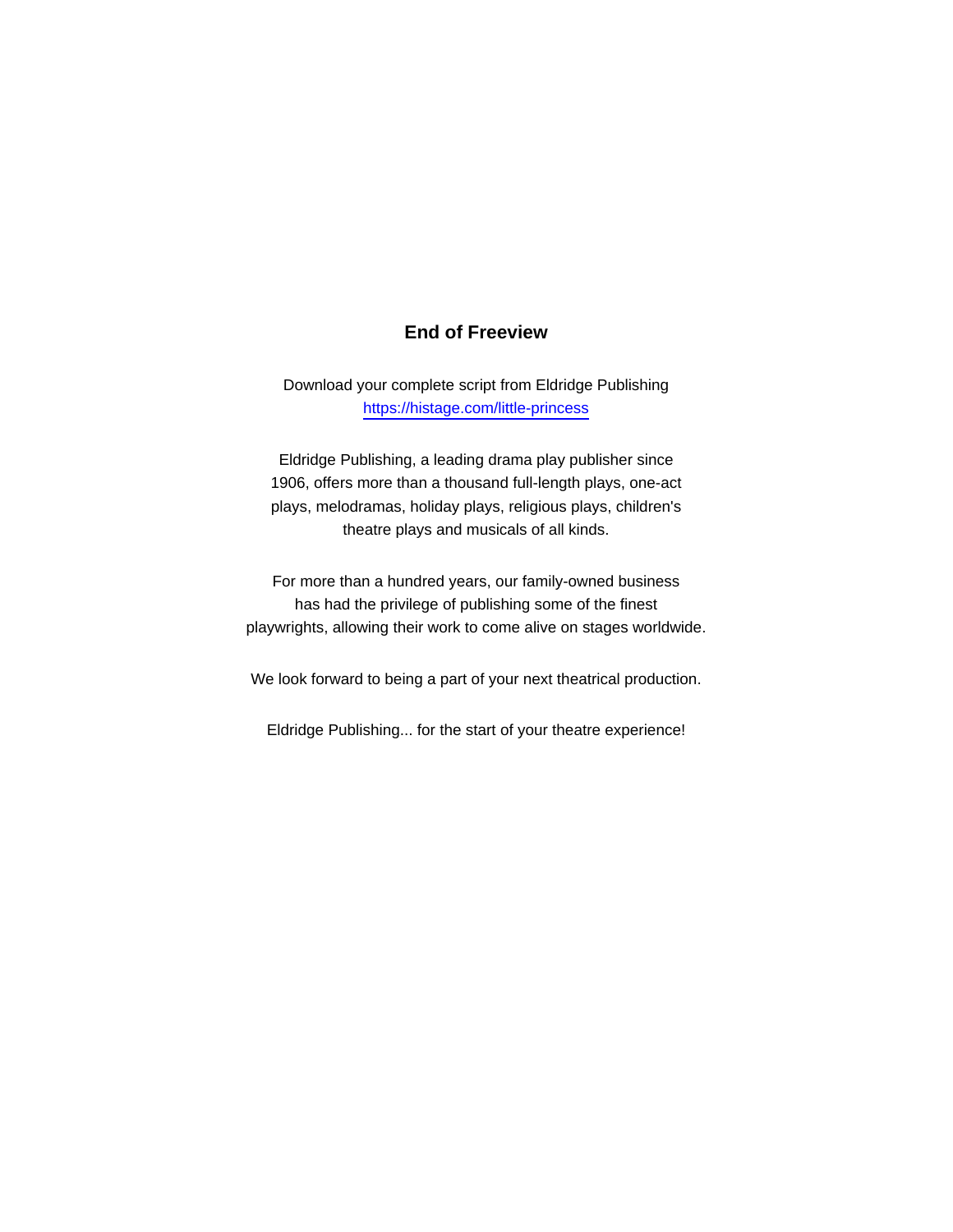## End of Freeview

Download your complete script from Eldridge Publishing
https://histage.com/little-princess

Eldridge Publishing, a leading drama play publisher since 1906, offers more than a thousand full-length plays, one-act plays, melodramas, holiday plays, religious plays, children's theatre plays and musicals of all kinds.

For more than a hundred years, our family-owned business has had the privilege of publishing some of the finest playwrights, allowing their work to come alive on stages worldwide.

We look forward to being a part of your next theatrical production.

Eldridge Publishing... for the start of your theatre experience!